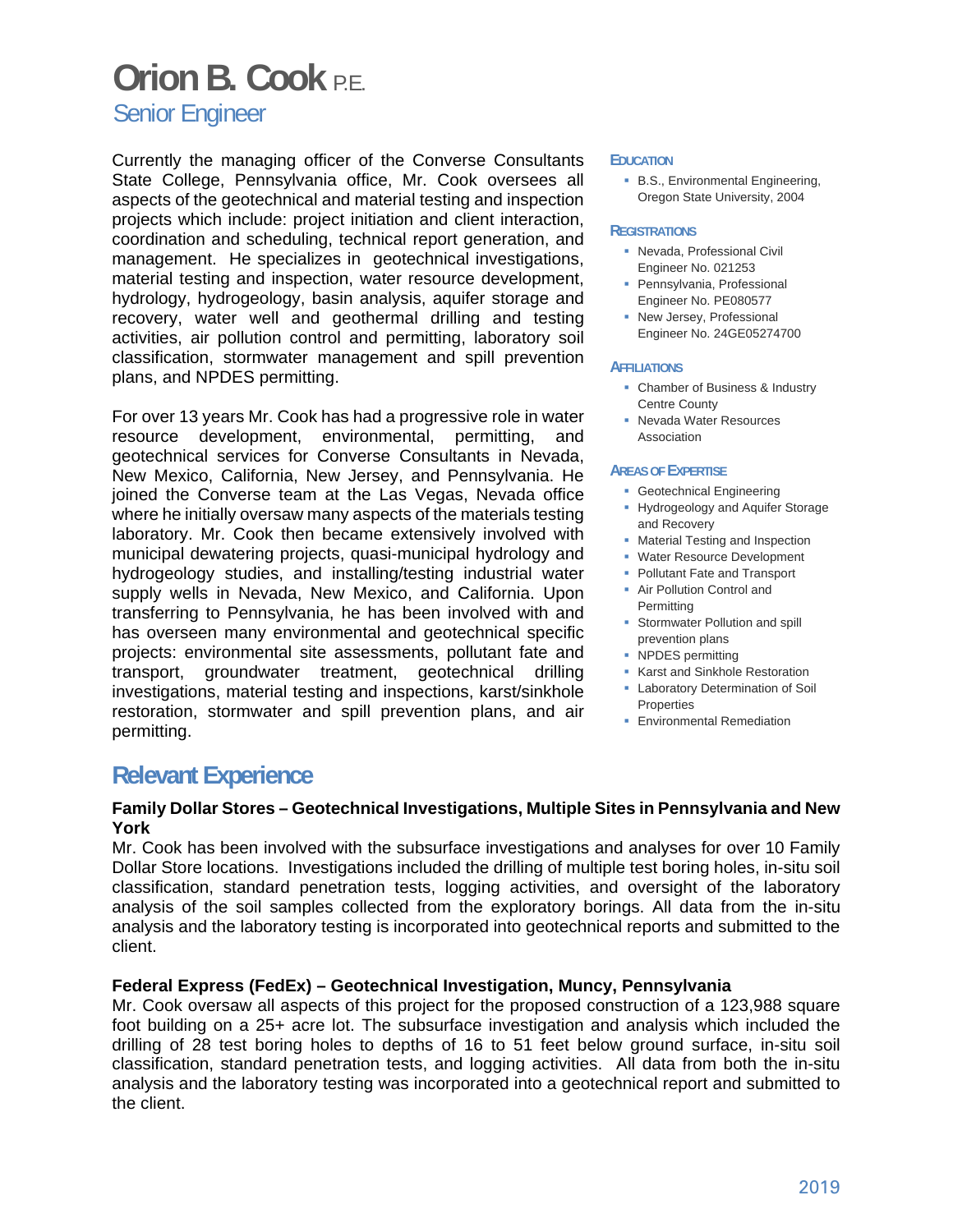# Orion B. Cook P.E.

## Senior Engineer

Currently the managing officer of the Converse Consultants State College, Pennsylvania office, Mr. Cook oversees all aspects of the geotechnical and material testing and inspection projects which include: project initiation and client interaction, coordination and scheduling, technical report generation, and management. He specializes in geotechnical investigations, material testing and inspection, water resource development, hydrology, hydrogeology, basin analysis, aquifer storage and recovery, water well and geothermal drilling and testing activities, air pollution control and permitting, laboratory soil classification, stormwater management and spill prevention plans, and NPDES permitting.

For over 13 years Mr. Cook has had a progressive role in water resource development, environmental, permitting, and geotechnical services for Converse Consultants in Nevada, New Mexico, California, New Jersey, and Pennsylvania. He joined the Converse team at the Las Vegas, Nevada office where he initially oversaw many aspects of the materials testing laboratory. Mr. Cook then became extensively involved with municipal dewatering projects, quasi-municipal hydrology and hydrogeology studies, and installing/testing industrial water supply wells in Nevada, New Mexico, and California. Upon transferring to Pennsylvania, he has been involved with and has overseen many environmental and geotechnical specific projects: environmental site assessments, pollutant fate and transport, groundwater treatment, geotechnical drilling investigations, material testing and inspections, karst/sinkhole restoration, stormwater and spill prevention plans, and air permitting.

### Education

- B.S., Environmental Engineering, Oregon State University, 2004

### Registrations

- Nevada, Professional Civil Engineer No. 021253
- Pennsylvania, Professional Engineer No. PE080577
- New Jersey, Professional Engineer No. 24GE05274700

### Affiliations

- Chamber of Business & Industry Centre County
- Nevada Water Resources Association

### Areas of Expertise

- Geotechnical Engineering
- Hydrogeology and Aquifer Storage and Recovery
- Material Testing and Inspection
- Water Resource Development
- Pollutant Fate and Transport
- Air Pollution Control and Permitting
- Stormwater Pollution and spill prevention plans
- NPDES permitting
- Karst and Sinkhole Restoration
- Laboratory Determination of Soil Properties
- Environmental Remediation

## Relevant Experience

**Family Dollar Stores – Geotechnical Investigations, Multiple Sites in Pennsylvania and New York**

Mr. Cook has been involved with the subsurface investigations and analyses for over 10 Family Dollar Store locations. Investigations included the drilling of multiple test boring holes, in-situ soil classification, standard penetration tests, logging activities, and oversight of the laboratory analysis of the soil samples collected from the exploratory borings. All data from the in-situ analysis and the laboratory testing is incorporated into geotechnical reports and submitted to the client.

**Federal Express (FedEx) – Geotechnical Investigation, Muncy, Pennsylvania**

Mr. Cook oversaw all aspects of this project for the proposed construction of a 123,988 square foot building on a 25+ acre lot. The subsurface investigation and analysis which included the drilling of 28 test boring holes to depths of 16 to 51 feet below ground surface, in-situ soil classification, standard penetration tests, and logging activities. All data from both the in-situ analysis and the laboratory testing was incorporated into a geotechnical report and submitted to the client.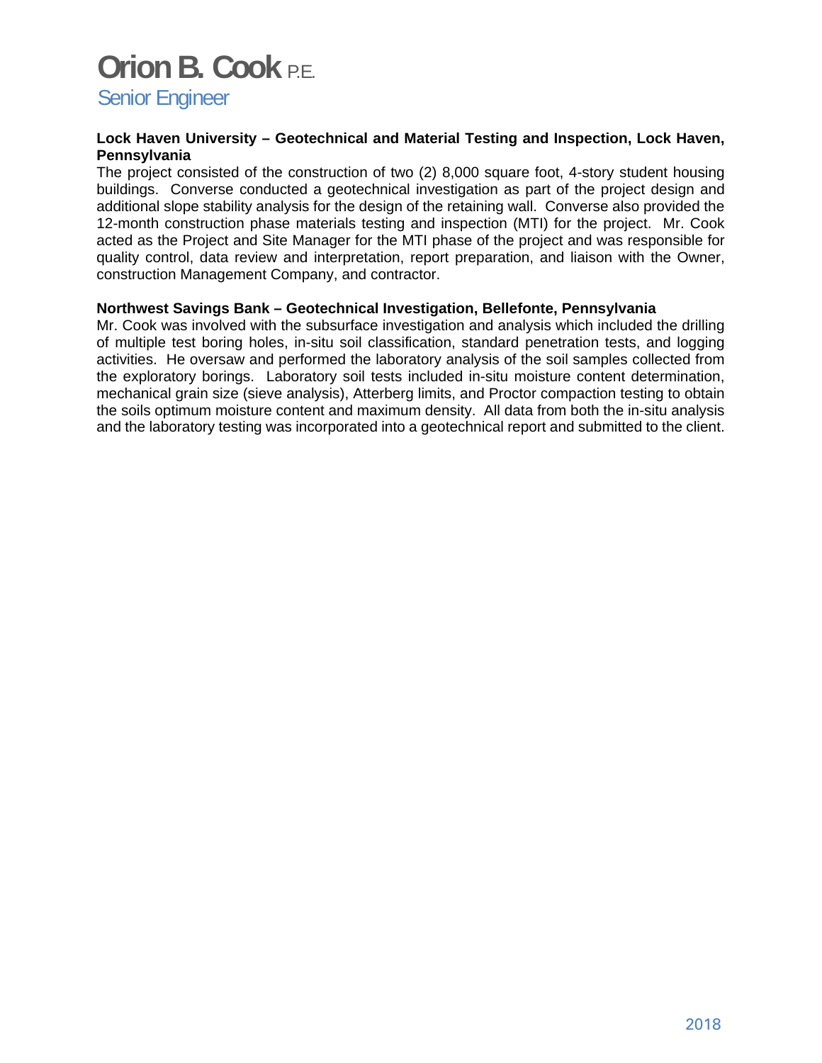# Orion B. Cook P.E.

## Senior Engineer

**Lock Haven University – Geotechnical and Material Testing and Inspection, Lock Haven, Pennsylvania**

The project consisted of the construction of two (2) 8,000 square foot, 4-story student housing buildings. Converse conducted a geotechnical investigation as part of the project design and additional slope stability analysis for the design of the retaining wall. Converse also provided the 12-month construction phase materials testing and inspection (MTI) for the project. Mr. Cook acted as the Project and Site Manager for the MTI phase of the project and was responsible for quality control, data review and interpretation, report preparation, and liaison with the Owner, construction Management Company, and contractor.

**Northwest Savings Bank – Geotechnical Investigation, Bellefonte, Pennsylvania**

Mr. Cook was involved with the subsurface investigation and analysis which included the drilling of multiple test boring holes, in-situ soil classification, standard penetration tests, and logging activities. He oversaw and performed the laboratory analysis of the soil samples collected from the exploratory borings. Laboratory soil tests included in-situ moisture content determination, mechanical grain size (sieve analysis), Atterberg limits, and Proctor compaction testing to obtain the soils optimum moisture content and maximum density. All data from both the in-situ analysis and the laboratory testing was incorporated into a geotechnical report and submitted to the client.